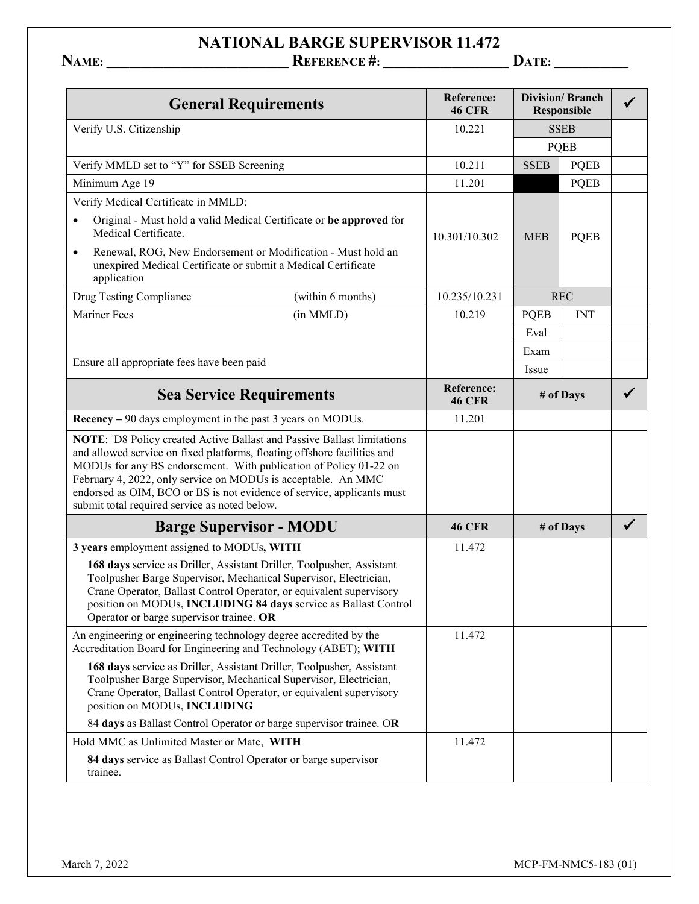# NATIONAL BARGE SUPERVISOR 11.472

**NAME:** ___________________________ **REFERENCE #:** __________________ **DATE:** ___________

| General Requirements | Reference: 46 CFR | Division/ Branch Responsible | | ✓ |
|---|---|---|---|---|
| Verify U.S. Citizenship | 10.221 | SSEB | | |
| | | PQEB | | |
| Verify MMLD set to "Y" for SSEB Screening | 10.211 | SSEB | PQEB | |
| Minimum Age 19 | 11.201 | | PQEB | |
| Verify Medical Certificate in MMLD:<br>• Original - Must hold a valid Medical Certificate or **be approved** for Medical Certificate.<br>• Renewal, ROG, New Endorsement or Modification - Must hold an unexpired Medical Certificate or submit a Medical Certificate application | 10.301/10.302 | MEB | PQEB | |
| Drug Testing Compliance (within 6 months) | 10.235/10.231 | REC | | |
| Mariner Fees (in MMLD) | 10.219 | PQEB | INT | |
| | | Eval | | |
| | | Exam | | |
| Ensure all appropriate fees have been paid | | Issue | | |

| Sea Service Requirements | Reference: 46 CFR | # of Days | ✓ |
|---|---|---|---|
| **Recency –** 90 days employment in the past 3 years on MODUs. | 11.201 | | |
| **NOTE**: D8 Policy created Active Ballast and Passive Ballast limitations and allowed service on fixed platforms, floating offshore facilities and MODUs for any BS endorsement. With publication of Policy 01-22 on February 4, 2022, only service on MODUs is acceptable. An MMC endorsed as OIM, BCO or BS is not evidence of service, applicants must submit total required service as noted below. | | | |

| Barge Supervisor - MODU | 46 CFR | # of Days | ✓ |
|---|---|---|---|
| **3 years** employment assigned to MODUs**, WITH**<br>**168 days** service as Driller, Assistant Driller, Toolpusher, Assistant Toolpusher Barge Supervisor, Mechanical Supervisor, Electrician, Crane Operator, Ballast Control Operator, or equivalent supervisory position on MODUs, **INCLUDING 84 days** service as Ballast Control Operator or barge supervisor trainee. **OR** | 11.472 | | |
| An engineering or engineering technology degree accredited by the Accreditation Board for Engineering and Technology (ABET); **WITH**<br>**168 days** service as Driller, Assistant Driller, Toolpusher, Assistant Toolpusher Barge Supervisor, Mechanical Supervisor, Electrician, Crane Operator, Ballast Control Operator, or equivalent supervisory position on MODUs, **INCLUDING**<br>84 **days** as Ballast Control Operator or barge supervisor trainee. O**R** | 11.472 | | |
| Hold MMC as Unlimited Master or Mate, **WITH**<br>**84 days** service as Ballast Control Operator or barge supervisor trainee. | 11.472 | | |

March 7, 2022 MCP-FM-NMC5-183 (01)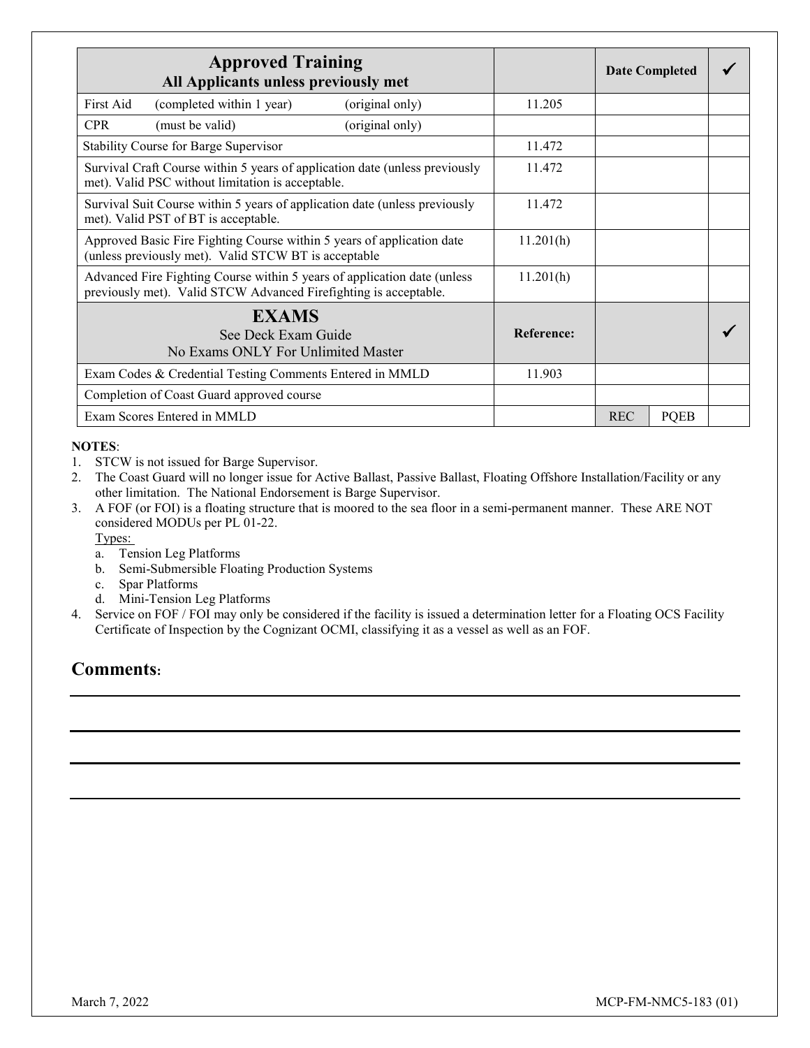| **Approved Training**<br>**All Applicants unless previously met** | | **Date Completed** | | ✓ |
|---|---|---|---|---|
| First Aid (completed within 1 year) (original only) | 11.205 | | | |
| CPR (must be valid) (original only) | | | | |
| Stability Course for Barge Supervisor | 11.472 | | | |
| Survival Craft Course within 5 years of application date (unless previously met). Valid PSC without limitation is acceptable. | 11.472 | | | |
| Survival Suit Course within 5 years of application date (unless previously met). Valid PST of BT is acceptable. | 11.472 | | | |
| Approved Basic Fire Fighting Course within 5 years of application date (unless previously met). Valid STCW BT is acceptable | 11.201(h) | | | |
| Advanced Fire Fighting Course within 5 years of application date (unless previously met). Valid STCW Advanced Firefighting is acceptable. | 11.201(h) | | | |
| **EXAMS**<br>See Deck Exam Guide<br>No Exams ONLY For Unlimited Master | **Reference:** | | | ✓ |
| Exam Codes & Credential Testing Comments Entered in MMLD | 11.903 | | | |
| Completion of Coast Guard approved course | | | | |
| Exam Scores Entered in MMLD | | REC | PQEB | |

**NOTES**:

1. STCW is not issued for Barge Supervisor.
2. The Coast Guard will no longer issue for Active Ballast, Passive Ballast, Floating Offshore Installation/Facility or any other limitation. The National Endorsement is Barge Supervisor.
3. A FOF (or FOI) is a floating structure that is moored to the sea floor in a semi-permanent manner. These ARE NOT considered MODUs per PL 01-22.
   Types:
   a. Tension Leg Platforms
   b. Semi-Submersible Floating Production Systems
   c. Spar Platforms
   d. Mini-Tension Leg Platforms
4. Service on FOF / FOI may only be considered if the facility is issued a determination letter for a Floating OCS Facility Certificate of Inspection by the Cognizant OCMI, classifying it as a vessel as well as an FOF.

## Comments:

March 7, 2022 MCP-FM-NMC5-183 (01)